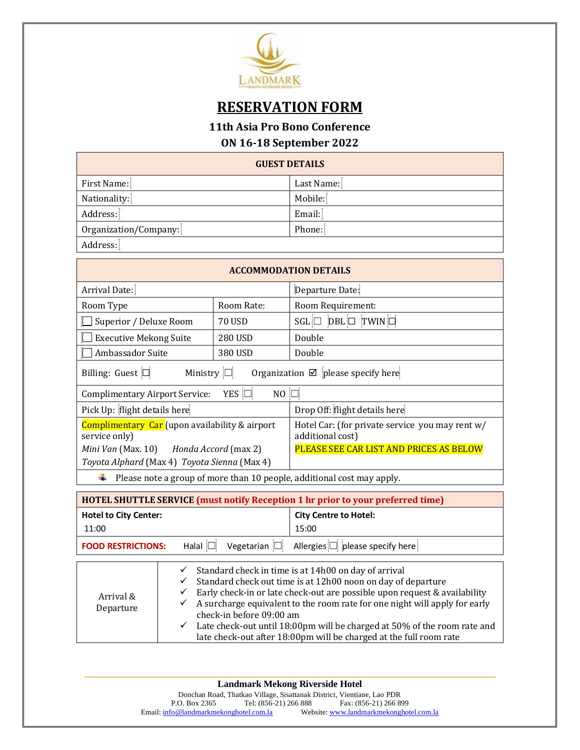# RESERVATION FORM

### 11th Asia Pro Bono Conference

### ON 16-18 September 2022

| GUEST DETAILS | |
|---|---|
| First Name: | Last Name: |
| Nationality: | Mobile: |
| Address: | Email: |
| Organization/Company: | Phone: |
| Address: | |

| ACCOMMODATION DETAILS | | |
|---|---|---|
| Arrival Date: | | Departure Date: |
| Room Type | Room Rate: | Room Requirement: |
| ☐ Superior / Deluxe Room | 70 USD | SGL ☐ DBL ☐ TWIN ☐ |
| ☐ Executive Mekong Suite | 280 USD | Double |
| ☐ Ambassador Suite | 380 USD | Double |
| Billing: Guest ☐ Ministry ☐ Organization ☑ please specify here | | |
| Complimentary Airport Service: YES ☐ NO ☐ | | |
| Pick Up: flight details here | | Drop Off: flight details here |
| Complimentary Car (upon availability & airport service only) *Mini Van* (Max. 10) *Honda Accord* (max 2) *Toyota Alphard* (Max 4) *Toyota Sienna* (Max 4) | | Hotel Car: (for private service you may rent w/ additional cost) PLEASE SEE CAR LIST AND PRICES AS BELOW |
| Please note a group of more than 10 people, additional cost may apply. | | |

| **HOTEL SHUTTLE SERVICE** **(must notify Reception 1 hr prior to your preferred time)** | |
|---|---|
| **Hotel to City Center:** 11:00 | **City Centre to Hotel:** 15:00 |
| **FOOD RESTRICTIONS:** Halal ☐ Vegetarian ☐ Allergies ☐ please specify here | |

| Arrival & Departure | ✓ Standard check in time is at 14h00 on day of arrival<br>✓ Standard check out time is at 12h00 noon on day of departure<br>✓ Early check-in or late check-out are possible upon request & availability<br>✓ A surcharge equivalent to the room rate for one night will apply for early check-in before 09:00 am<br>✓ Late check-out until 18:00pm will be charged at 50% of the room rate and late check-out after 18:00pm will be charged at the full room rate |
|---|---|

**Landmark Mekong Riverside Hotel**

Donchan Road, Thatkao Village, Sisattanak District, Vientiane, Lao PDR
P.O. Box 2365 Tel: (856-21) 266 888 Fax: (856-21) 266 899
Email: info@landmarkmekonghotel.com.la Website: www.landmarkmekonghotel.com.la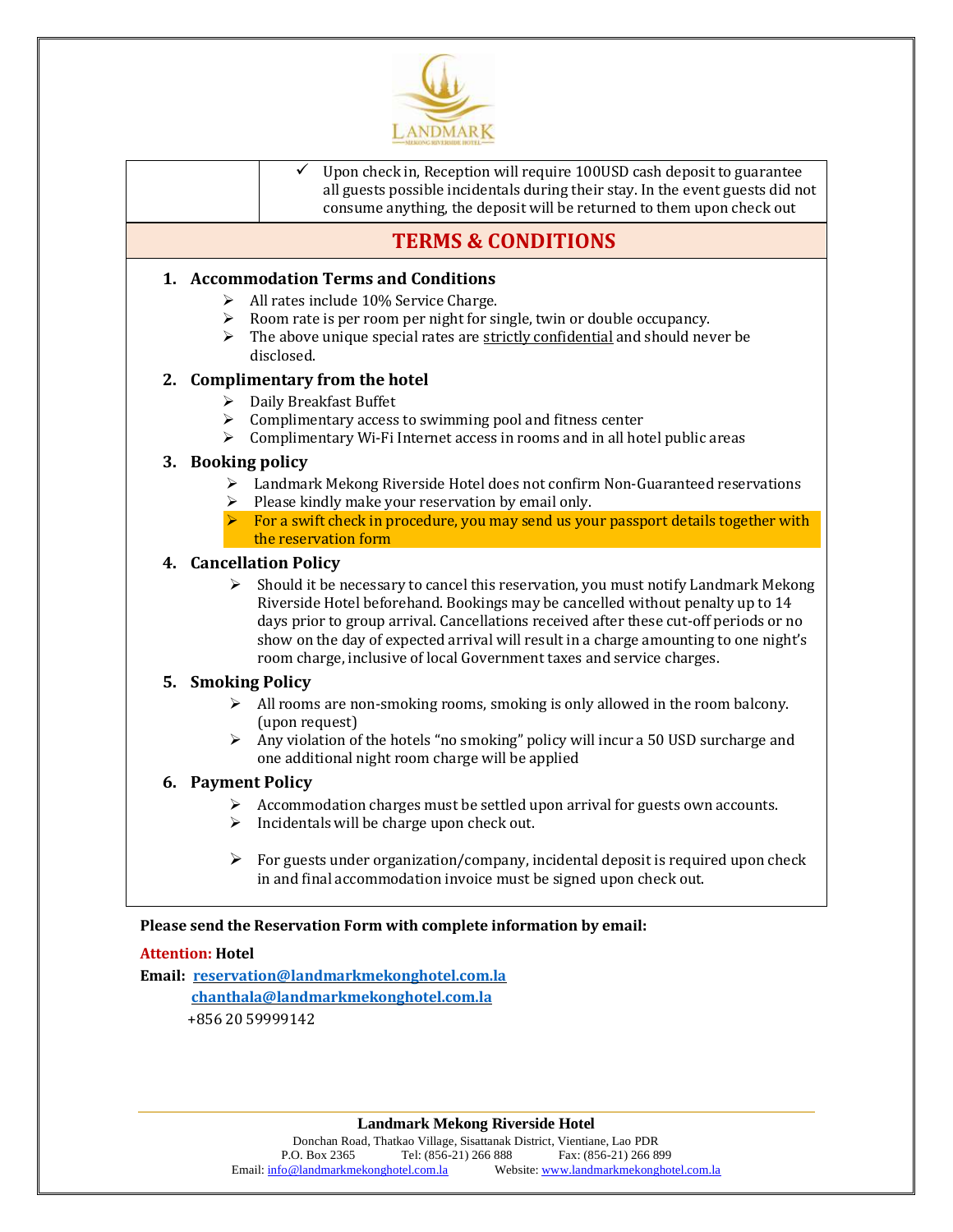| | ✓ Upon check in, Reception will require 100USD cash deposit to guarantee all guests possible incidentals during their stay. In the event guests did not consume anything, the deposit will be returned to them upon check out |
|---|---|

## TERMS & CONDITIONS

### 1. Accommodation Terms and Conditions

- All rates include 10% Service Charge.
- Room rate is per room per night for single, twin or double occupancy.
- The above unique special rates are strictly confidential and should never be disclosed.

### 2. Complimentary from the hotel

- Daily Breakfast Buffet
- Complimentary access to swimming pool and fitness center
- Complimentary Wi-Fi Internet access in rooms and in all hotel public areas

### 3. Booking policy

- Landmark Mekong Riverside Hotel does not confirm Non-Guaranteed reservations
- Please kindly make your reservation by email only.
- For a swift check in procedure, you may send us your passport details together with the reservation form

### 4. Cancellation Policy

- Should it be necessary to cancel this reservation, you must notify Landmark Mekong Riverside Hotel beforehand. Bookings may be cancelled without penalty up to 14 days prior to group arrival. Cancellations received after these cut-off periods or no show on the day of expected arrival will result in a charge amounting to one night's room charge, inclusive of local Government taxes and service charges.

### 5. Smoking Policy

- All rooms are non-smoking rooms, smoking is only allowed in the room balcony. (upon request)
- Any violation of the hotels "no smoking" policy will incur a 50 USD surcharge and one additional night room charge will be applied

### 6. Payment Policy

- Accommodation charges must be settled upon arrival for guests own accounts.
- Incidentals will be charge upon check out.
- For guests under organization/company, incidental deposit is required upon check in and final accommodation invoice must be signed upon check out.

**Please send the Reservation Form with complete information by email:**

**Attention: Hotel**

**Email: reservation@landmarkmekonghotel.com.la**
**chanthala@landmarkmekonghotel.com.la**
+856 20 59999142

**Landmark Mekong Riverside Hotel**
Donchan Road, Thatkao Village, Sisattanak District, Vientiane, Lao PDR
P.O. Box 2365 Tel: (856-21) 266 888 Fax: (856-21) 266 899
Email: info@landmarkmekonghotel.com.la Website: www.landmarkmekonghotel.com.la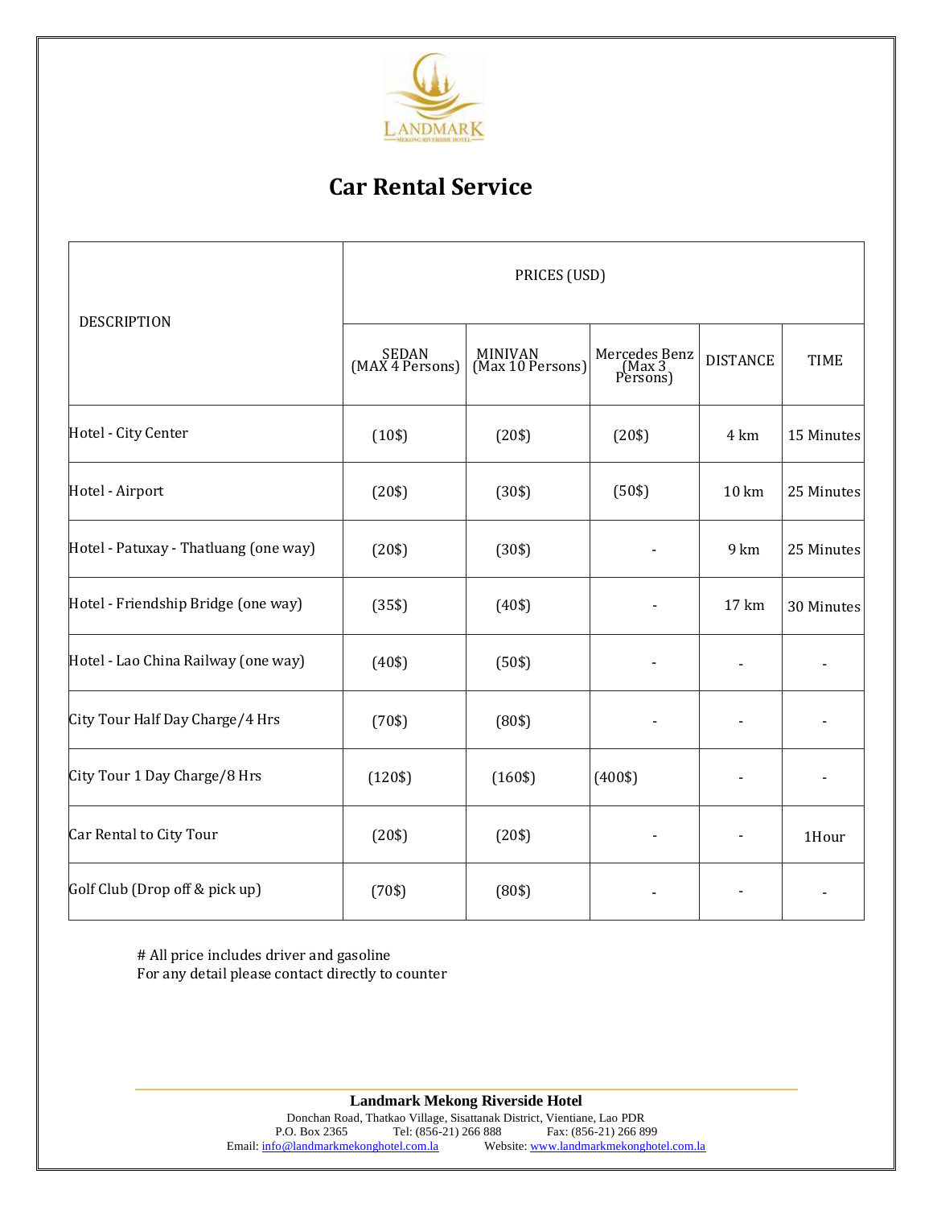# Car Rental Service

| DESCRIPTION | PRICES (USD) | | | | |
|---|---|---|---|---|---|
| | SEDAN (MAX 4 Persons) | MINIVAN (Max 10 Persons) | Mercedes Benz (Max 3 Persons) | DISTANCE | TIME |
| Hotel - City Center | (10$) | (20$) | (20$) | 4 km | 15 Minutes |
| Hotel - Airport | (20$) | (30$) | (50$) | 10 km | 25 Minutes |
| Hotel - Patuxay - Thatluang (one way) | (20$) | (30$) | - | 9 km | 25 Minutes |
| Hotel - Friendship Bridge (one way) | (35$) | (40$) | - | 17 km | 30 Minutes |
| Hotel - Lao China Railway (one way) | (40$) | (50$) | - | - | - |
| City Tour Half Day Charge/4 Hrs | (70$) | (80$) | - | - | - |
| City Tour 1 Day Charge/8 Hrs | (120$) | (160$) | (400$) | - | - |
| Car Rental to City Tour | (20$) | (20$) | - | - | 1Hour |
| Golf Club (Drop off & pick up) | (70$) | (80$) | - | - | - |

# All price includes driver and gasoline
For any detail please contact directly to counter

**Landmark Mekong Riverside Hotel**
Donchan Road, Thatkao Village, Sisattanak District, Vientiane, Lao PDR
P.O. Box 2365 Tel: (856-21) 266 888 Fax: (856-21) 266 899
Email: info@landmarkmekonghotel.com.la Website: www.landmarkmekonghotel.com.la